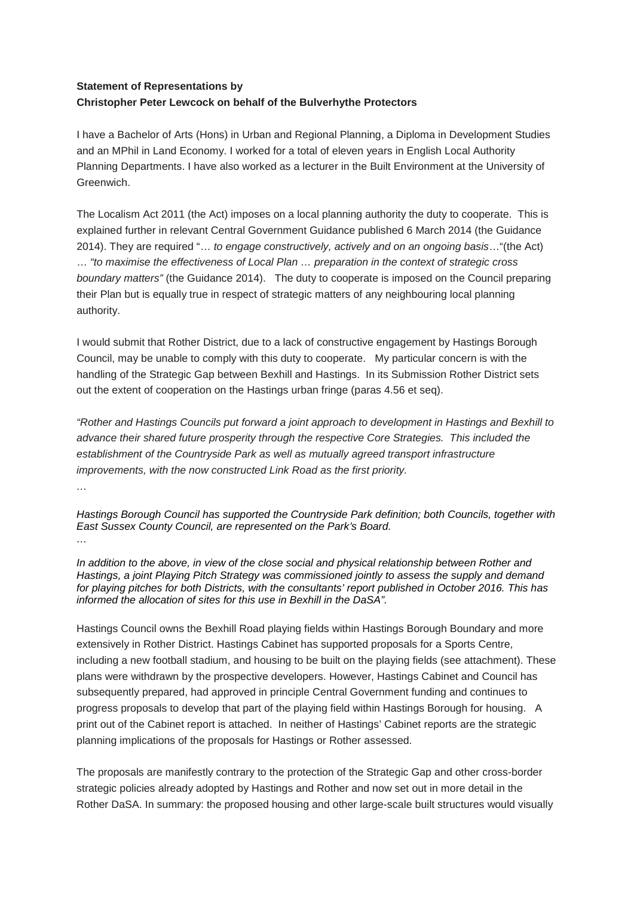**Statement of Representations by**
**Christopher Peter Lewcock on behalf of the Bulverhythe Protectors**

I have a Bachelor of Arts (Hons) in Urban and Regional Planning, a Diploma in Development Studies and an MPhil in Land Economy. I worked for a total of eleven years in English Local Authority Planning Departments. I have also worked as a lecturer in the Built Environment at the University of Greenwich.

The Localism Act 2011 (the Act) imposes on a local planning authority the duty to cooperate. This is explained further in relevant Central Government Guidance published 6 March 2014 (the Guidance 2014). They are required "… *to engage constructively, actively and on an ongoing basis*…"(the Act) … *"to maximise the effectiveness of Local Plan … preparation in the context of strategic cross boundary matters"* (the Guidance 2014). The duty to cooperate is imposed on the Council preparing their Plan but is equally true in respect of strategic matters of any neighbouring local planning authority.

I would submit that Rother District, due to a lack of constructive engagement by Hastings Borough Council, may be unable to comply with this duty to cooperate. My particular concern is with the handling of the Strategic Gap between Bexhill and Hastings. In its Submission Rother District sets out the extent of cooperation on the Hastings urban fringe (paras 4.56 et seq).

*"Rother and Hastings Councils put forward a joint approach to development in Hastings and Bexhill to advance their shared future prosperity through the respective Core Strategies. This included the establishment of the Countryside Park as well as mutually agreed transport infrastructure improvements, with the now constructed Link Road as the first priority.*

*…*

*Hastings Borough Council has supported the Countryside Park definition; both Councils, together with East Sussex County Council, are represented on the Park's Board.*

*…*

*In addition to the above, in view of the close social and physical relationship between Rother and Hastings, a joint Playing Pitch Strategy was commissioned jointly to assess the supply and demand for playing pitches for both Districts, with the consultants' report published in October 2016. This has informed the allocation of sites for this use in Bexhill in the DaSA".*

Hastings Council owns the Bexhill Road playing fields within Hastings Borough Boundary and more extensively in Rother District. Hastings Cabinet has supported proposals for a Sports Centre, including a new football stadium, and housing to be built on the playing fields (see attachment). These plans were withdrawn by the prospective developers. However, Hastings Cabinet and Council has subsequently prepared, had approved in principle Central Government funding and continues to progress proposals to develop that part of the playing field within Hastings Borough for housing. A print out of the Cabinet report is attached. In neither of Hastings' Cabinet reports are the strategic planning implications of the proposals for Hastings or Rother assessed.

The proposals are manifestly contrary to the protection of the Strategic Gap and other cross-border strategic policies already adopted by Hastings and Rother and now set out in more detail in the Rother DaSA. In summary: the proposed housing and other large-scale built structures would visually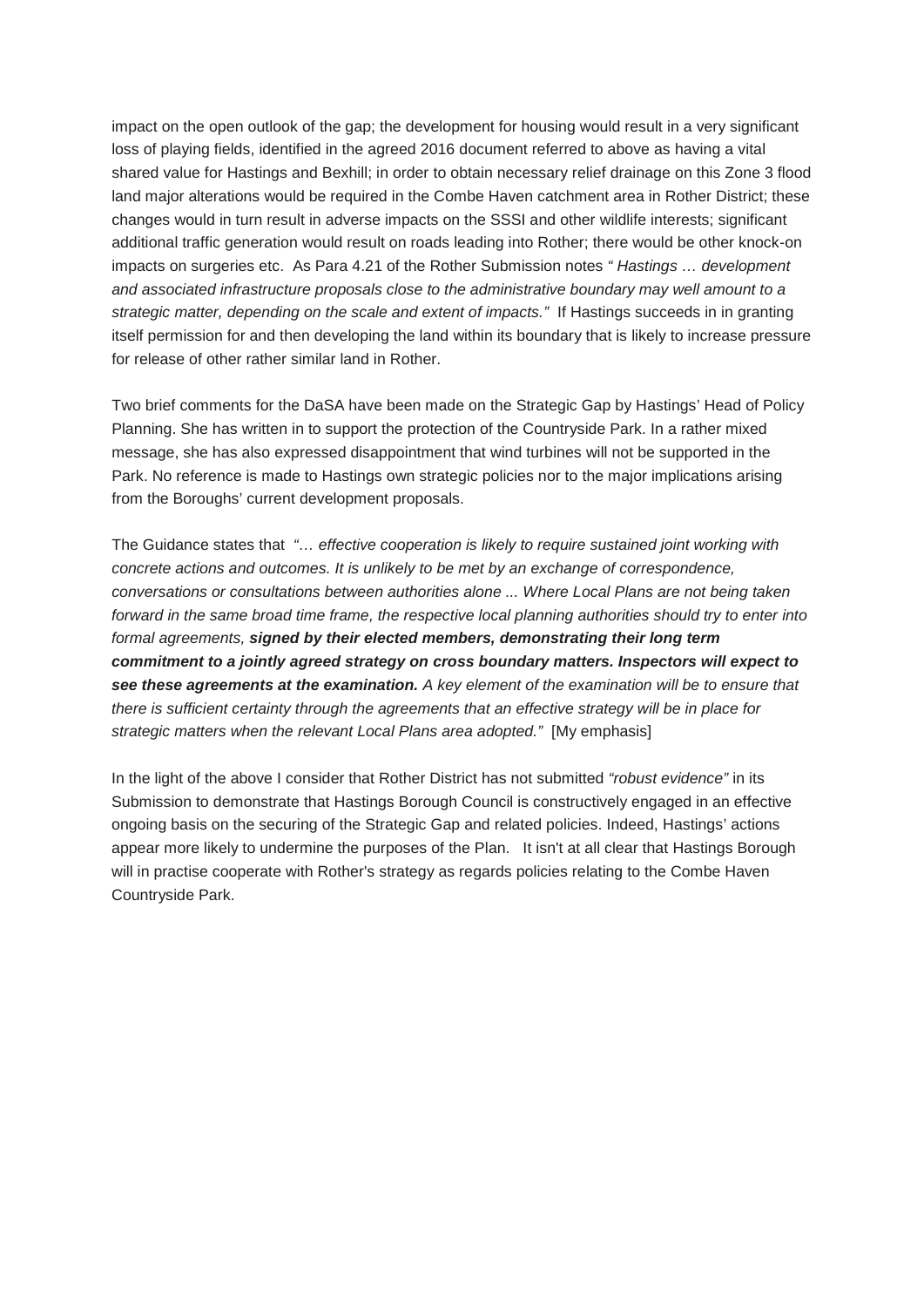impact on the open outlook of the gap; the development for housing would result in a very significant loss of playing fields, identified in the agreed 2016 document referred to above as having a vital shared value for Hastings and Bexhill; in order to obtain necessary relief drainage on this Zone 3 flood land major alterations would be required in the Combe Haven catchment area in Rother District; these changes would in turn result in adverse impacts on the SSSI and other wildlife interests; significant additional traffic generation would result on roads leading into Rother; there would be other knock-on impacts on surgeries etc. As Para 4.21 of the Rother Submission notes *" Hastings … development and associated infrastructure proposals close to the administrative boundary may well amount to a strategic matter, depending on the scale and extent of impacts."* If Hastings succeeds in in granting itself permission for and then developing the land within its boundary that is likely to increase pressure for release of other rather similar land in Rother.

Two brief comments for the DaSA have been made on the Strategic Gap by Hastings' Head of Policy Planning. She has written in to support the protection of the Countryside Park. In a rather mixed message, she has also expressed disappointment that wind turbines will not be supported in the Park. No reference is made to Hastings own strategic policies nor to the major implications arising from the Boroughs' current development proposals.

The Guidance states that *"… effective cooperation is likely to require sustained joint working with concrete actions and outcomes. It is unlikely to be met by an exchange of correspondence, conversations or consultations between authorities alone ... Where Local Plans are not being taken forward in the same broad time frame, the respective local planning authorities should try to enter into formal agreements,* ***signed by their elected members, demonstrating their long term commitment to a jointly agreed strategy on cross boundary matters. Inspectors will expect to see these agreements at the examination.*** *A key element of the examination will be to ensure that there is sufficient certainty through the agreements that an effective strategy will be in place for strategic matters when the relevant Local Plans area adopted."* [My emphasis]

In the light of the above I consider that Rother District has not submitted *"robust evidence"* in its Submission to demonstrate that Hastings Borough Council is constructively engaged in an effective ongoing basis on the securing of the Strategic Gap and related policies. Indeed, Hastings' actions appear more likely to undermine the purposes of the Plan. It isn't at all clear that Hastings Borough will in practise cooperate with Rother's strategy as regards policies relating to the Combe Haven Countryside Park.